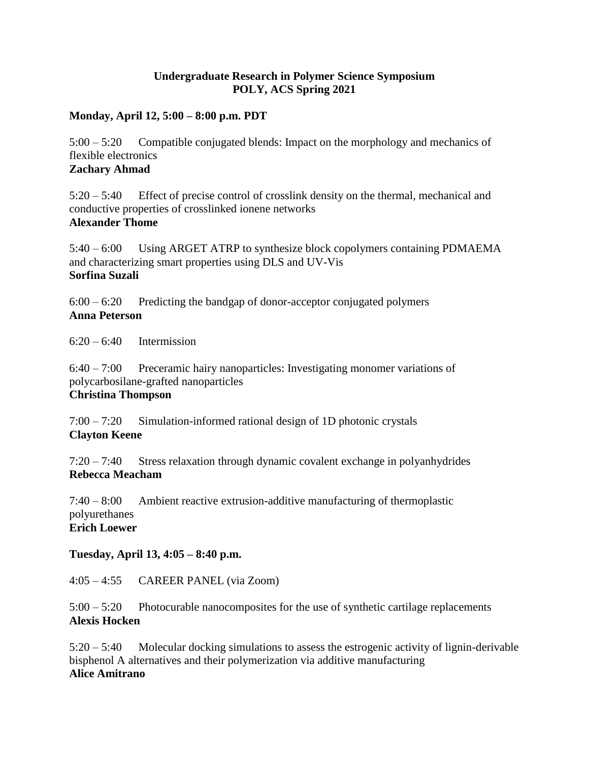# Undergraduate Research in Polymer Science Symposium
## POLY, ACS Spring 2021

**Monday, April 12, 5:00 – 8:00 p.m. PDT**

5:00 – 5:20 Compatible conjugated blends: Impact on the morphology and mechanics of flexible electronics
**Zachary Ahmad**

5:20 – 5:40 Effect of precise control of crosslink density on the thermal, mechanical and conductive properties of crosslinked ionene networks
**Alexander Thome**

5:40 – 6:00 Using ARGET ATRP to synthesize block copolymers containing PDMAEMA and characterizing smart properties using DLS and UV-Vis
**Sorfina Suzali**

6:00 – 6:20 Predicting the bandgap of donor-acceptor conjugated polymers
**Anna Peterson**

6:20 – 6:40 Intermission

6:40 – 7:00 Preceramic hairy nanoparticles: Investigating monomer variations of polycarbosilane-grafted nanoparticles
**Christina Thompson**

7:00 – 7:20 Simulation-informed rational design of 1D photonic crystals
**Clayton Keene**

7:20 – 7:40 Stress relaxation through dynamic covalent exchange in polyanhydrides
**Rebecca Meacham**

7:40 – 8:00 Ambient reactive extrusion-additive manufacturing of thermoplastic polyurethanes
**Erich Loewer**

**Tuesday, April 13, 4:05 – 8:40 p.m.**

4:05 – 4:55 CAREER PANEL (via Zoom)

5:00 – 5:20 Photocurable nanocomposites for the use of synthetic cartilage replacements
**Alexis Hocken**

5:20 – 5:40 Molecular docking simulations to assess the estrogenic activity of lignin-derivable bisphenol A alternatives and their polymerization via additive manufacturing
**Alice Amitrano**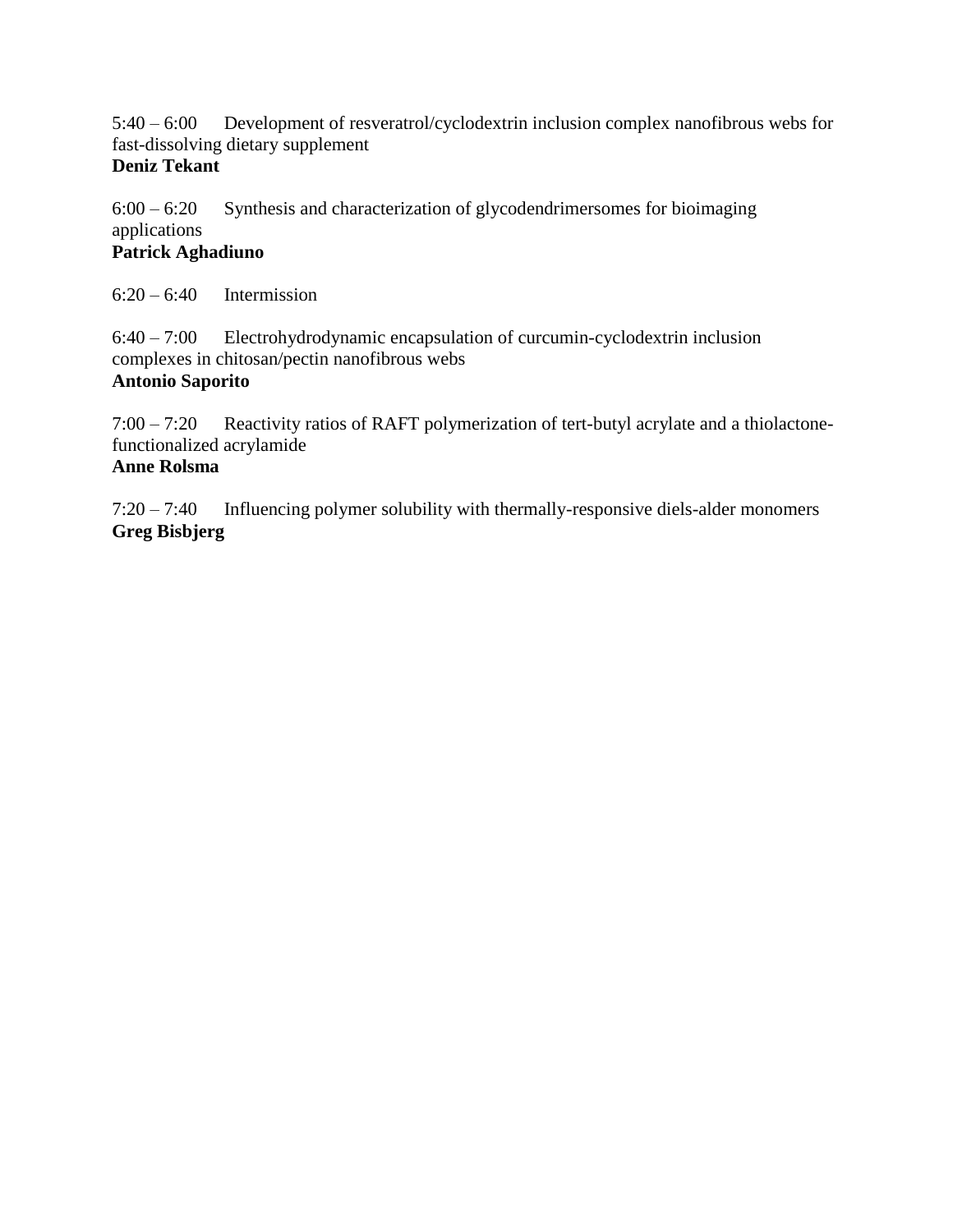5:40 – 6:00 Development of resveratrol/cyclodextrin inclusion complex nanofibrous webs for fast-dissolving dietary supplement
**Deniz Tekant**

6:00 – 6:20 Synthesis and characterization of glycodendrimersomes for bioimaging applications
**Patrick Aghadiuno**

6:20 – 6:40 Intermission

6:40 – 7:00 Electrohydrodynamic encapsulation of curcumin-cyclodextrin inclusion complexes in chitosan/pectin nanofibrous webs
**Antonio Saporito**

7:00 – 7:20 Reactivity ratios of RAFT polymerization of tert-butyl acrylate and a thiolactone-functionalized acrylamide
**Anne Rolsma**

7:20 – 7:40 Influencing polymer solubility with thermally-responsive diels-alder monomers
**Greg Bisbjerg**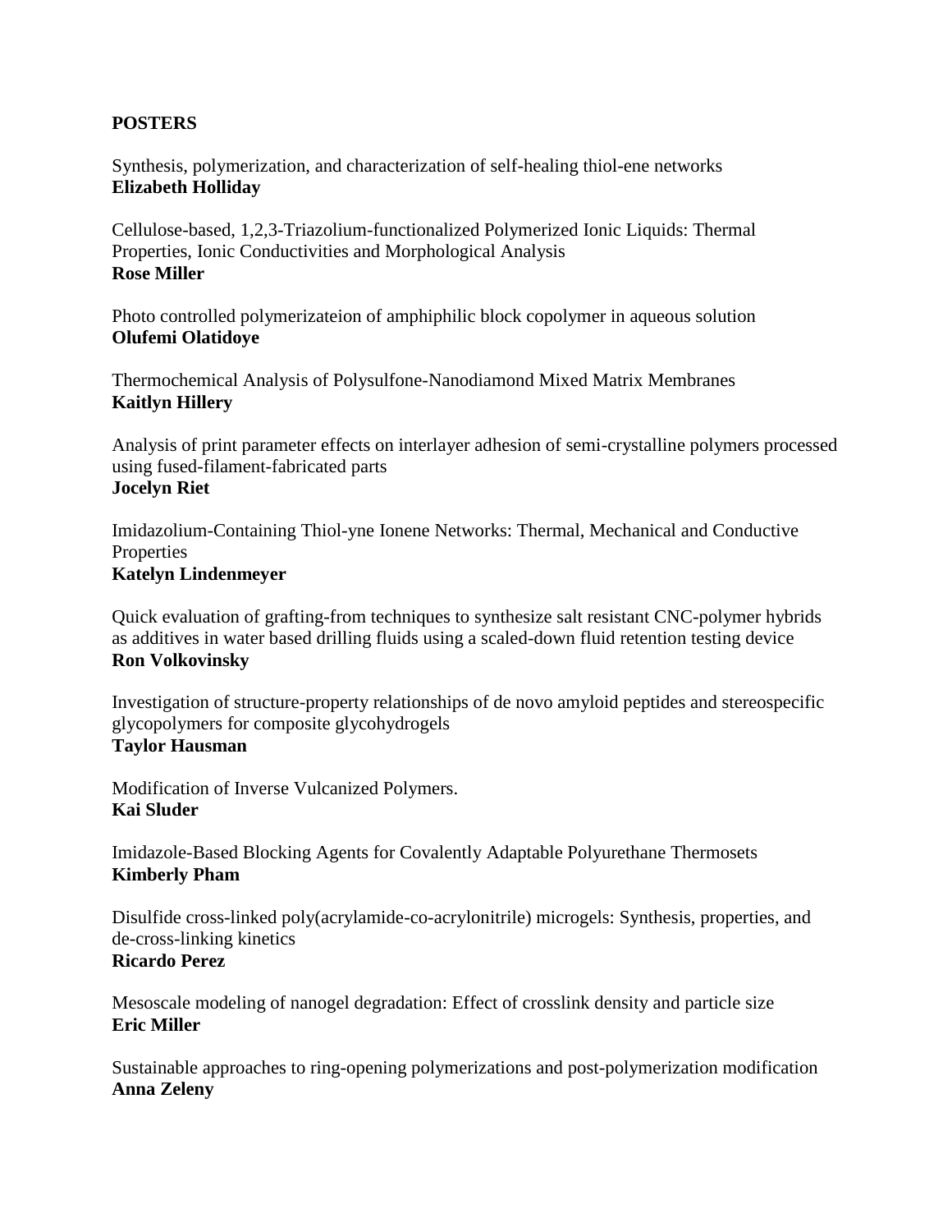**POSTERS**

Synthesis, polymerization, and characterization of self-healing thiol-ene networks
**Elizabeth Holliday**

Cellulose-based, 1,2,3-Triazolium-functionalized Polymerized Ionic Liquids: Thermal Properties, Ionic Conductivities and Morphological Analysis
**Rose Miller**

Photo controlled polymerizateion of amphiphilic block copolymer in aqueous solution
**Olufemi Olatidoye**

Thermochemical Analysis of Polysulfone-Nanodiamond Mixed Matrix Membranes
**Kaitlyn Hillery**

Analysis of print parameter effects on interlayer adhesion of semi-crystalline polymers processed using fused-filament-fabricated parts
**Jocelyn Riet**

Imidazolium-Containing Thiol-yne Ionene Networks: Thermal, Mechanical and Conductive Properties
**Katelyn Lindenmeyer**

Quick evaluation of grafting-from techniques to synthesize salt resistant CNC-polymer hybrids as additives in water based drilling fluids using a scaled-down fluid retention testing device
**Ron Volkovinsky**

Investigation of structure-property relationships of de novo amyloid peptides and stereospecific glycopolymers for composite glycohydrogels
**Taylor Hausman**

Modification of Inverse Vulcanized Polymers.
**Kai Sluder**

Imidazole-Based Blocking Agents for Covalently Adaptable Polyurethane Thermosets
**Kimberly Pham**

Disulfide cross-linked poly(acrylamide-co-acrylonitrile) microgels: Synthesis, properties, and de-cross-linking kinetics
**Ricardo Perez**

Mesoscale modeling of nanogel degradation: Effect of crosslink density and particle size
**Eric Miller**

Sustainable approaches to ring-opening polymerizations and post-polymerization modification
**Anna Zeleny**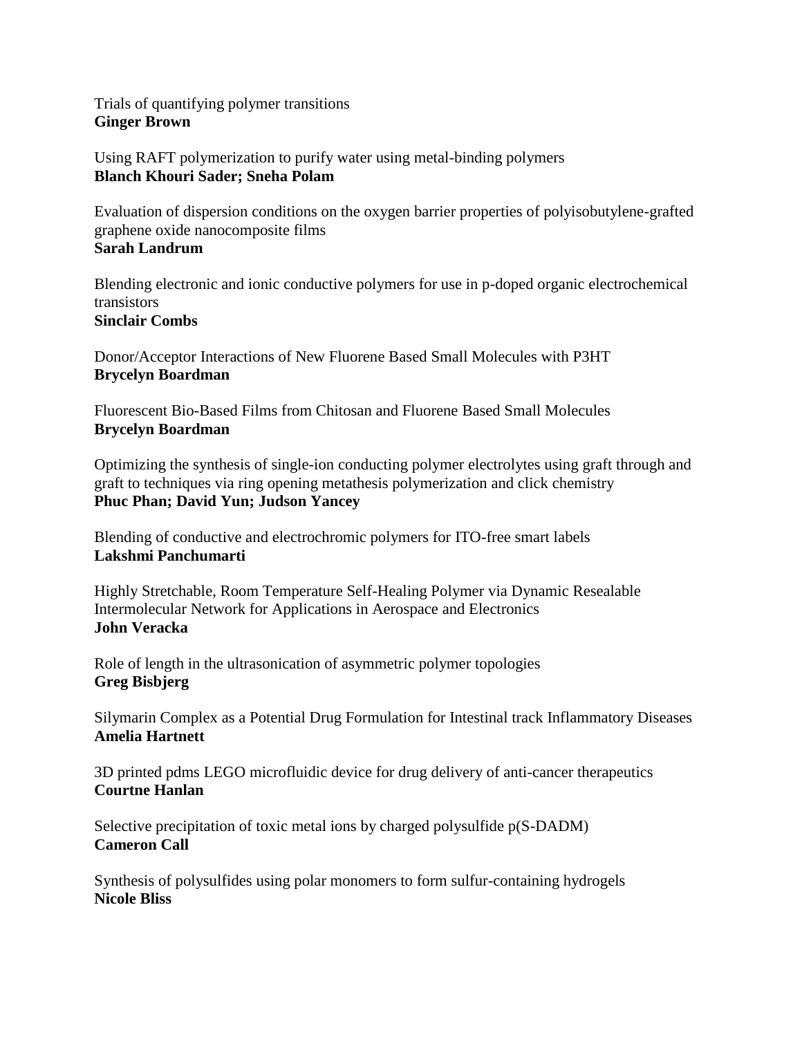Trials of quantifying polymer transitions
**Ginger Brown**

Using RAFT polymerization to purify water using metal-binding polymers
**Blanch Khouri Sader; Sneha Polam**

Evaluation of dispersion conditions on the oxygen barrier properties of polyisobutylene-grafted graphene oxide nanocomposite films
**Sarah Landrum**

Blending electronic and ionic conductive polymers for use in p-doped organic electrochemical transistors
**Sinclair Combs**

Donor/Acceptor Interactions of New Fluorene Based Small Molecules with P3HT
**Brycelyn Boardman**

Fluorescent Bio-Based Films from Chitosan and Fluorene Based Small Molecules
**Brycelyn Boardman**

Optimizing the synthesis of single-ion conducting polymer electrolytes using graft through and graft to techniques via ring opening metathesis polymerization and click chemistry
**Phuc Phan; David Yun; Judson Yancey**

Blending of conductive and electrochromic polymers for ITO-free smart labels
**Lakshmi Panchumarti**

Highly Stretchable, Room Temperature Self-Healing Polymer via Dynamic Resealable Intermolecular Network for Applications in Aerospace and Electronics
**John Veracka**

Role of length in the ultrasonication of asymmetric polymer topologies
**Greg Bisbjerg**

Silymarin Complex as a Potential Drug Formulation for Intestinal track Inflammatory Diseases
**Amelia Hartnett**

3D printed pdms LEGO microfluidic device for drug delivery of anti-cancer therapeutics
**Courtne Hanlan**

Selective precipitation of toxic metal ions by charged polysulfide p(S-DADM)
**Cameron Call**

Synthesis of polysulfides using polar monomers to form sulfur-containing hydrogels
**Nicole Bliss**